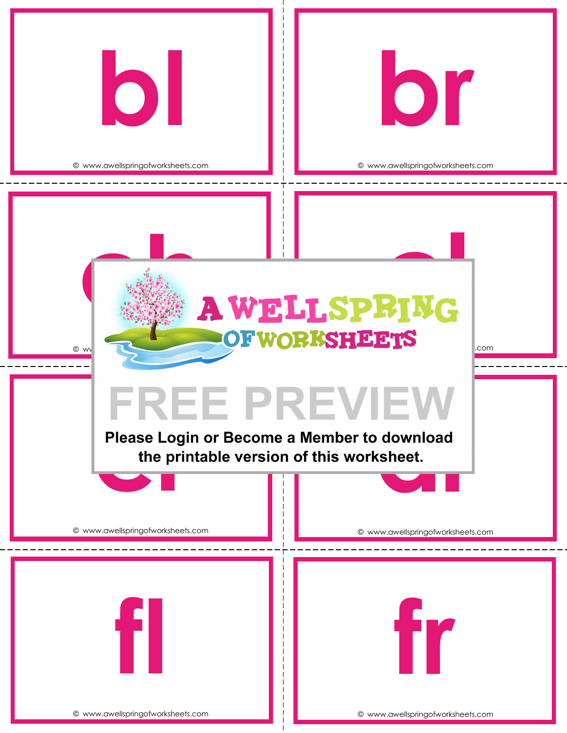bl

br

ch

cl

cr

dr

A WELLSPRING OF WORKSHEETS

FREE PREVIEW

Please Login or Become a Member to download the printable version of this worksheet.

fl

fr

© www.awellspringofworksheets.com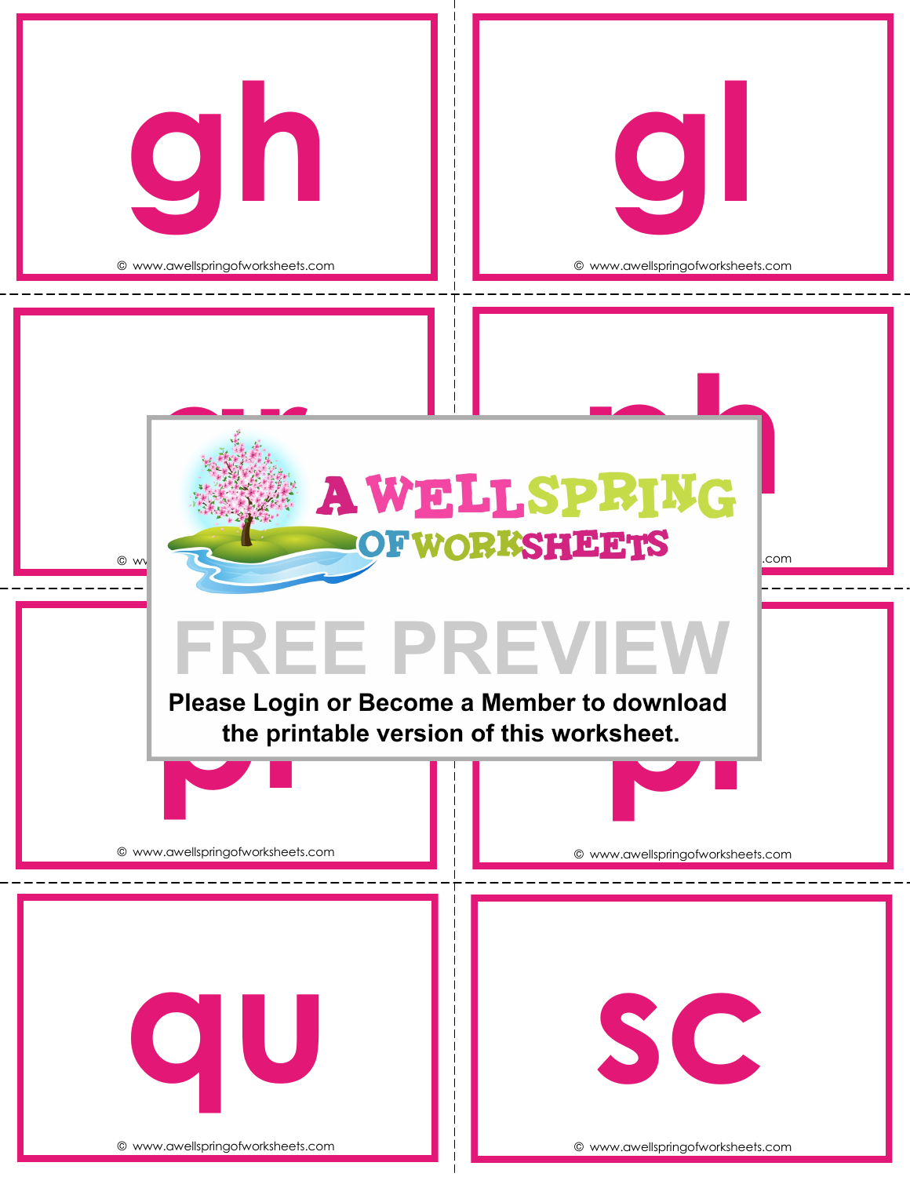gh

© www.awellspringofworksheets.com

gl

© www.awellspringofworksheets.com

A WELLSPRING OF WORKSHEETS

FREE PREVIEW

**Please Login or Become a Member to download the printable version of this worksheet.**

© www.awellspringofworksheets.com

© www.awellspringofworksheets.com

qu

© www.awellspringofworksheets.com

sc

© www.awellspringofworksheets.com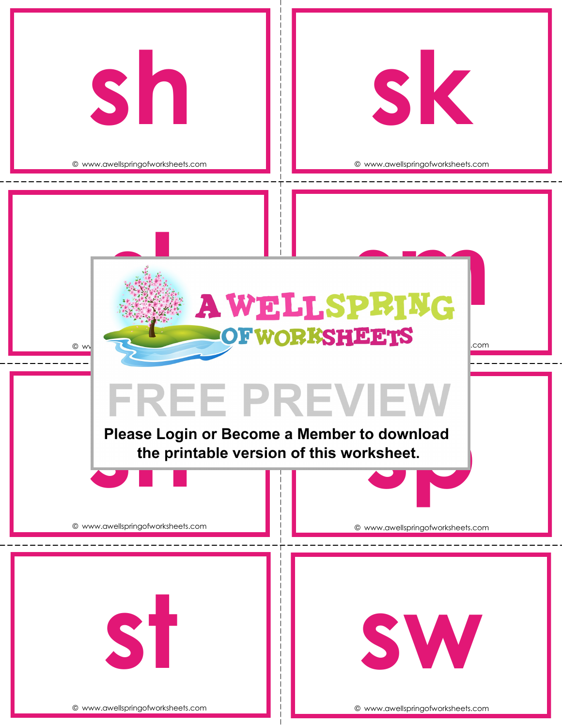sh

© www.awellspringofworksheets.com

sk

© www.awellspringofworksheets.com

A WELLSPRING OF WORKSHEETS

FREE PREVIEW

**Please Login or Become a Member to download the printable version of this worksheet.**

© www.awellspringofworksheets.com

sp

© www.awellspringofworksheets.com

st

© www.awellspringofworksheets.com

sw

© www.awellspringofworksheets.com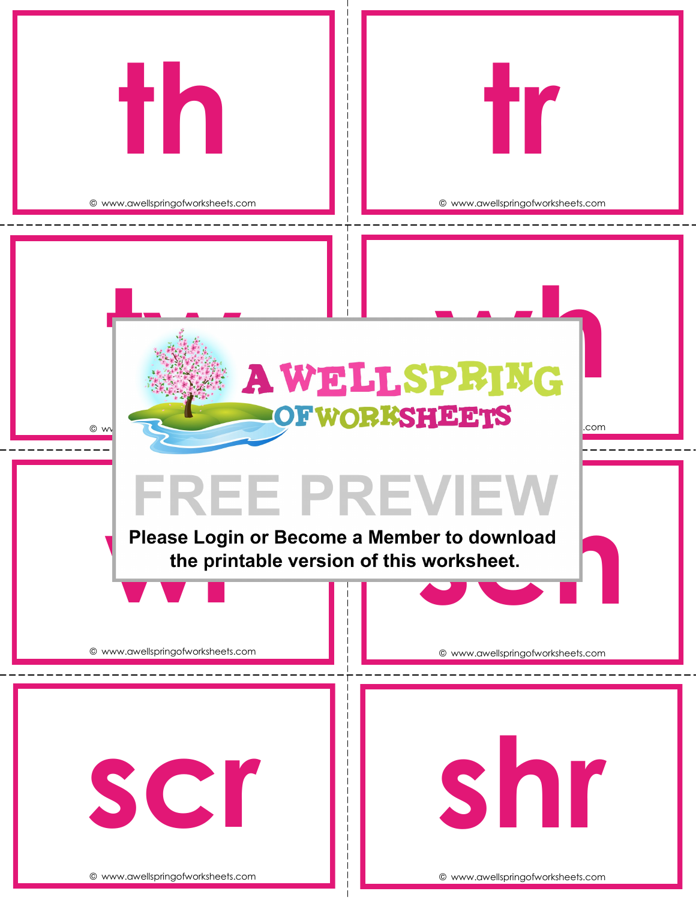th

© www.awellspringofworksheets.com

tr

© www.awellspringofworksheets.com

tw

wh

A WELLSPRING OF WORKSHEETS

FREE PREVIEW

**Please Login or Become a Member to download the printable version of this worksheet.**

wr

© www.awellspringofworksheets.com

sch

© www.awellspringofworksheets.com

scr

© www.awellspringofworksheets.com

shr

© www.awellspringofworksheets.com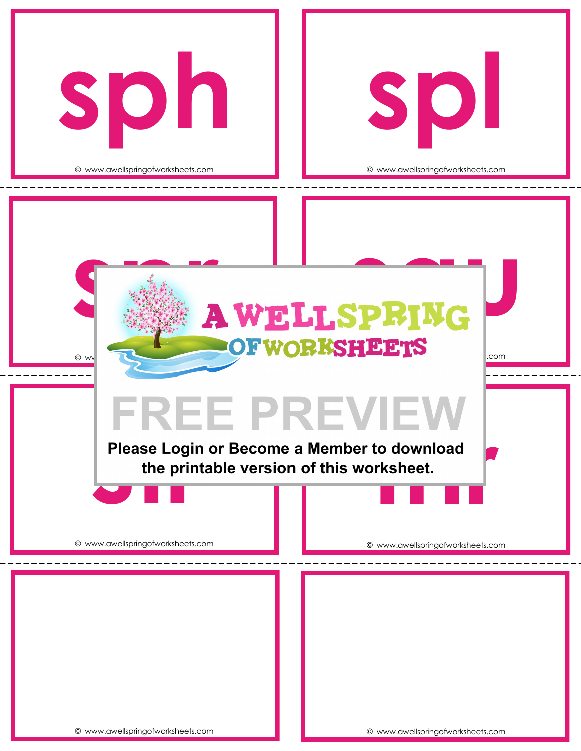sph

© www.awellspringofworksheets.com

spl

© www.awellspringofworksheets.com

© www.awellspringofworksheets.com

© www.awellspringofworksheets.com

© www.awellspringofworksheets.com

© www.awellspringofworksheets.com

A WELLSPRING OF WORKSHEETS

FREE PREVIEW

**Please Login or Become a Member to download the printable version of this worksheet.**

© www.awellspringofworksheets.com

© www.awellspringofworksheets.com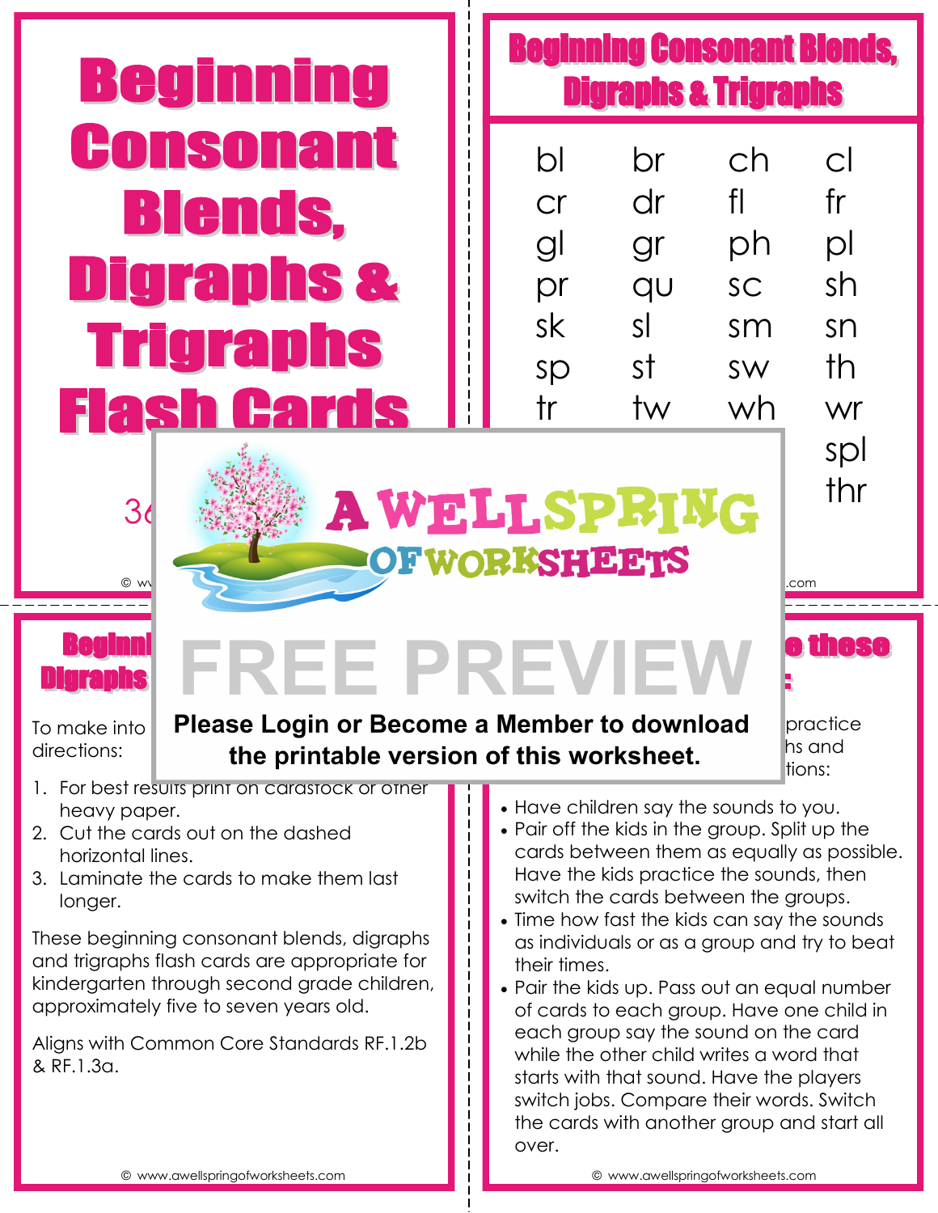# Beginning Consonant Blends, Digraphs & Trigraphs Flash Cards

36

© www.awellspringofworksheets.com

## Beginning Consonant Blends, Digraphs & Trigraphs

| | | | |
|---|---|---|---|
| bl | br | ch | cl |
| cr | dr | fl | fr |
| gl | gr | ph | pl |
| pr | qu | sc | sh |
| sk | sl | sm | sn |
| sp | st | sw | th |
| tr | tw | wh | wr |
| | | | spl |
| | | | thr |

.com

A WELLSPRING OF WORKSHEETS

FREE PREVIEW

**Please Login or Become a Member to download the printable version of this worksheet.**

## Beginni... Digraphs...

To make into ... directions:

1. For best results print on cardstock or other heavy paper.
2. Cut the cards out on the dashed horizontal lines.
3. Laminate the cards to make them last longer.

These beginning consonant blends, digraphs and trigraphs flash cards are appropriate for kindergarten through second grade children, approximately five to seven years old.

Aligns with Common Core Standards RF.1.2b & RF.1.3a.

© www.awellspringofworksheets.com

## ...e these ...:

...practice ...hs and ...tions:

- Have children say the sounds to you.
- Pair off the kids in the group. Split up the cards between them as equally as possible. Have the kids practice the sounds, then switch the cards between the groups.
- Time how fast the kids can say the sounds as individuals or as a group and try to beat their times.
- Pair the kids up. Pass out an equal number of cards to each group. Have one child in each group say the sound on the card while the other child writes a word that starts with that sound. Have the players switch jobs. Compare their words. Switch the cards with another group and start all over.

© www.awellspringofworksheets.com